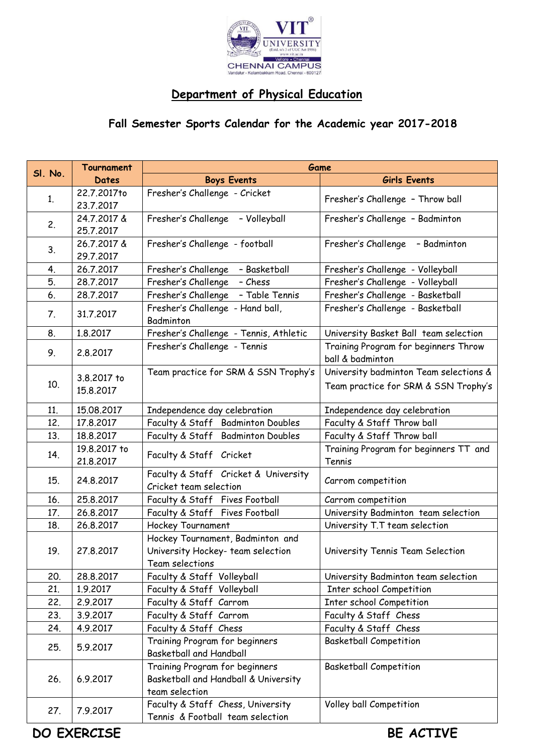## Department of Physical Education

### Fall Semester Sports Calendar for the Academic year 2017-2018

| Sl. No. | Tournament Dates | Game | |
|---|---|---|---|
| | | Boys Events | Girls Events |
| 1. | 22.7.2017to 23.7.2017 | Fresher's Challenge - Cricket | Fresher's Challenge – Throw ball |
| 2. | 24.7.2017 & 25.7.2017 | Fresher's Challenge – Volleyball | Fresher's Challenge – Badminton |
| 3. | 26.7.2017 & 29.7.2017 | Fresher's Challenge - football | Fresher's Challenge – Badminton |
| 4. | 26.7.2017 | Fresher's Challenge – Basketball | Fresher's Challenge - Volleyball |
| 5. | 28.7.2017 | Fresher's Challenge – Chess | Fresher's Challenge - Volleyball |
| 6. | 28.7.2017 | Fresher's Challenge – Table Tennis | Fresher's Challenge - Basketball |
| 7. | 31.7.2017 | Fresher's Challenge - Hand ball, Badminton | Fresher's Challenge - Basketball |
| 8. | 1.8.2017 | Fresher's Challenge - Tennis, Athletic | University Basket Ball team selection |
| 9. | 2.8.2017 | Fresher's Challenge - Tennis | Training Program for beginners Throw ball & badminton |
| 10. | 3.8.2017 to 15.8.2017 | Team practice for SRM & SSN Trophy's | University badminton Team selections & Team practice for SRM & SSN Trophy's |
| 11. | 15.08.2017 | Independence day celebration | Independence day celebration |
| 12. | 17.8.2017 | Faculty & Staff Badminton Doubles | Faculty & Staff Throw ball |
| 13. | 18.8.2017 | Faculty & Staff Badminton Doubles | Faculty & Staff Throw ball |
| 14. | 19.8.2017 to 21.8.2017 | Faculty & Staff Cricket | Training Program for beginners TT and Tennis |
| 15. | 24.8.2017 | Faculty & Staff Cricket & University Cricket team selection | Carrom competition |
| 16. | 25.8.2017 | Faculty & Staff Fives Football | Carrom competition |
| 17. | 26.8.2017 | Faculty & Staff Fives Football | University Badminton team selection |
| 18. | 26.8.2017 | Hockey Tournament | University T.T team selection |
| 19. | 27.8.2017 | Hockey Tournament, Badminton and University Hockey- team selection Team selections | University Tennis Team Selection |
| 20. | 28.8.2017 | Faculty & Staff Volleyball | University Badminton team selection |
| 21. | 1.9.2017 | Faculty & Staff Volleyball | Inter school Competition |
| 22. | 2.9.2017 | Faculty & Staff Carrom | Inter school Competition |
| 23. | 3.9.2017 | Faculty & Staff Carrom | Faculty & Staff Chess |
| 24. | 4.9.2017 | Faculty & Staff Chess | Faculty & Staff Chess |
| 25. | 5.9.2017 | Training Program for beginners Basketball and Handball | Basketball Competition |
| 26. | 6.9.2017 | Training Program for beginners Basketball and Handball & University team selection | Basketball Competition |
| 27. | 7.9.2017 | Faculty & Staff Chess, University Tennis & Football team selection | Volley ball Competition |

**DO EXERCISE** **BE ACTIVE**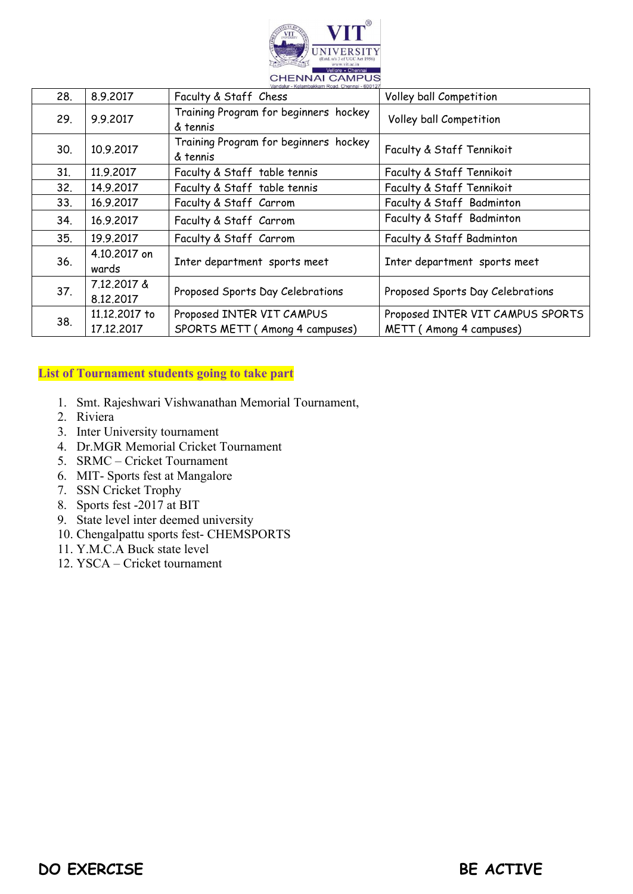| | | | |
|---|---|---|---|
| 28. | 8.9.2017 | Faculty & Staff Chess | Volley ball Competition |
| 29. | 9.9.2017 | Training Program for beginners hockey & tennis | Volley ball Competition |
| 30. | 10.9.2017 | Training Program for beginners hockey & tennis | Faculty & Staff Tennikoit |
| 31. | 11.9.2017 | Faculty & Staff table tennis | Faculty & Staff Tennikoit |
| 32. | 14.9.2017 | Faculty & Staff table tennis | Faculty & Staff Tennikoit |
| 33. | 16.9.2017 | Faculty & Staff Carrom | Faculty & Staff Badminton |
| 34. | 16.9.2017 | Faculty & Staff Carrom | Faculty & Staff Badminton |
| 35. | 19.9.2017 | Faculty & Staff Carrom | Faculty & Staff Badminton |
| 36. | 4.10.2017 on wards | Inter department sports meet | Inter department sports meet |
| 37. | 7.12.2017 & 8.12.2017 | Proposed Sports Day Celebrations | Proposed Sports Day Celebrations |
| 38. | 11.12.2017 to 17.12.2017 | Proposed INTER VIT CAMPUS SPORTS METT ( Among 4 campuses) | Proposed INTER VIT CAMPUS SPORTS METT ( Among 4 campuses) |

**List of Tournament students going to take part**

1. Smt. Rajeshwari Vishwanathan Memorial Tournament,
2. Riviera
3. Inter University tournament
4. Dr.MGR Memorial Cricket Tournament
5. SRMC – Cricket Tournament
6. MIT- Sports fest at Mangalore
7. SSN Cricket Trophy
8. Sports fest -2017 at BIT
9. State level inter deemed university
10. Chengalpattu sports fest- CHEMSPORTS
11. Y.M.C.A Buck state level
12. YSCA – Cricket tournament

**DO EXERCISE** **BE ACTIVE**